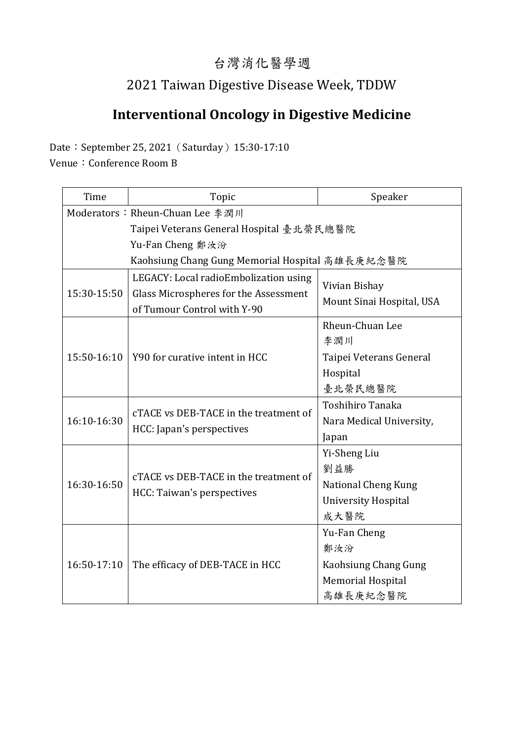# 台灣消化醫學週

## 2021 Taiwan Digestive Disease Week, TDDW

## **Interventional Oncology in Digestive Medicine**

Date：September 25, 2021（Saturday）15:30-17:10

Venue：Conference Room B

| Time | Topic | Speaker |
|---|---|---|
| Moderators：Rheun-Chuan Lee 李潤川<br>Taipei Veterans General Hospital 臺北榮民總醫院<br>Yu-Fan Cheng 鄭汝汾<br>Kaohsiung Chang Gung Memorial Hospital 高雄長庚紀念醫院 | | |
| 15:30-15:50 | LEGACY: Local radioEmbolization using Glass Microspheres for the Assessment of Tumour Control with Y-90 | Vivian Bishay<br>Mount Sinai Hospital, USA |
| 15:50-16:10 | Y90 for curative intent in HCC | Rheun-Chuan Lee<br>李潤川<br>Taipei Veterans General Hospital<br>臺北榮民總醫院 |
| 16:10-16:30 | cTACE vs DEB-TACE in the treatment of HCC: Japan's perspectives | Toshihiro Tanaka<br>Nara Medical University, Japan |
| 16:30-16:50 | cTACE vs DEB-TACE in the treatment of HCC: Taiwan's perspectives | Yi-Sheng Liu<br>劉益勝<br>National Cheng Kung University Hospital<br>成大醫院 |
| 16:50-17:10 | The efficacy of DEB-TACE in HCC | Yu-Fan Cheng<br>鄭汝汾<br>Kaohsiung Chang Gung Memorial Hospital<br>高雄長庚紀念醫院 |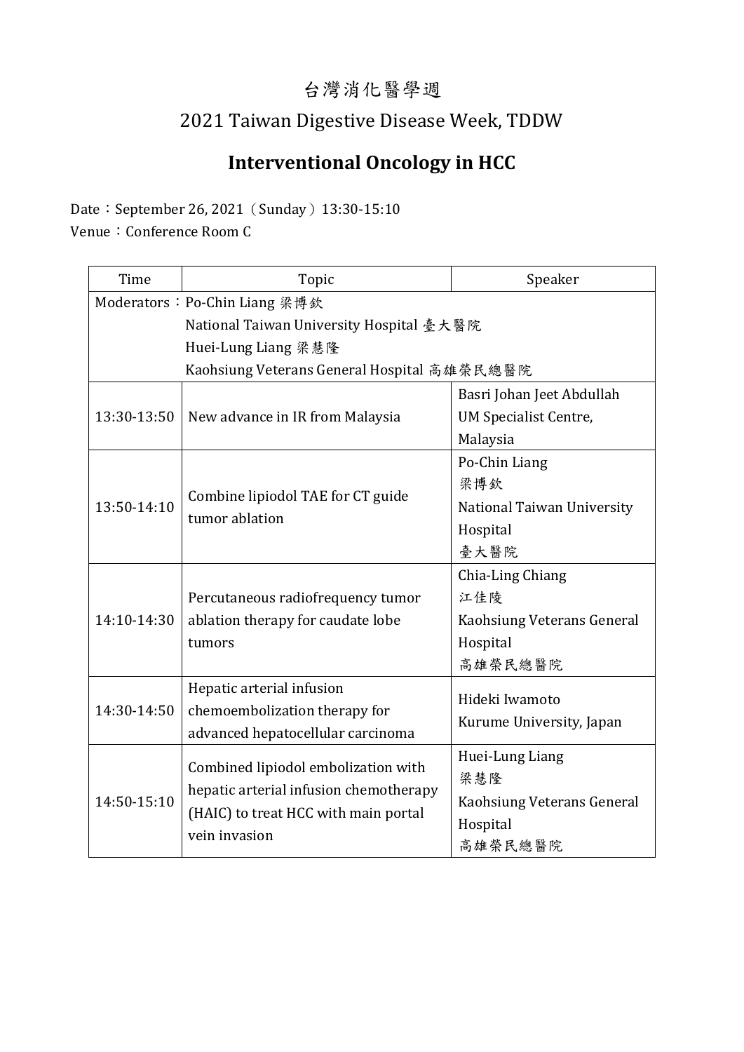# 台灣消化醫學週

## 2021 Taiwan Digestive Disease Week, TDDW

## **Interventional Oncology in HCC**

Date：September 26, 2021（Sunday）13:30-15:10

Venue：Conference Room C

| Time | Topic | Speaker |
|---|---|---|
| Moderators：Po-Chin Liang 梁博欽<br>National Taiwan University Hospital 臺大醫院<br>Huei-Lung Liang 梁慧隆<br>Kaohsiung Veterans General Hospital 高雄榮民總醫院 | | |
| 13:30-13:50 | New advance in IR from Malaysia | Basri Johan Jeet Abdullah<br>UM Specialist Centre, Malaysia |
| 13:50-14:10 | Combine lipiodol TAE for CT guide tumor ablation | Po-Chin Liang<br>梁博欽<br>National Taiwan University Hospital<br>臺大醫院 |
| 14:10-14:30 | Percutaneous radiofrequency tumor ablation therapy for caudate lobe tumors | Chia-Ling Chiang<br>江佳陵<br>Kaohsiung Veterans General Hospital<br>高雄榮民總醫院 |
| 14:30-14:50 | Hepatic arterial infusion chemoembolization therapy for advanced hepatocellular carcinoma | Hideki Iwamoto<br>Kurume University, Japan |
| 14:50-15:10 | Combined lipiodol embolization with hepatic arterial infusion chemotherapy (HAIC) to treat HCC with main portal vein invasion | Huei-Lung Liang<br>梁慧隆<br>Kaohsiung Veterans General Hospital<br>高雄榮民總醫院 |